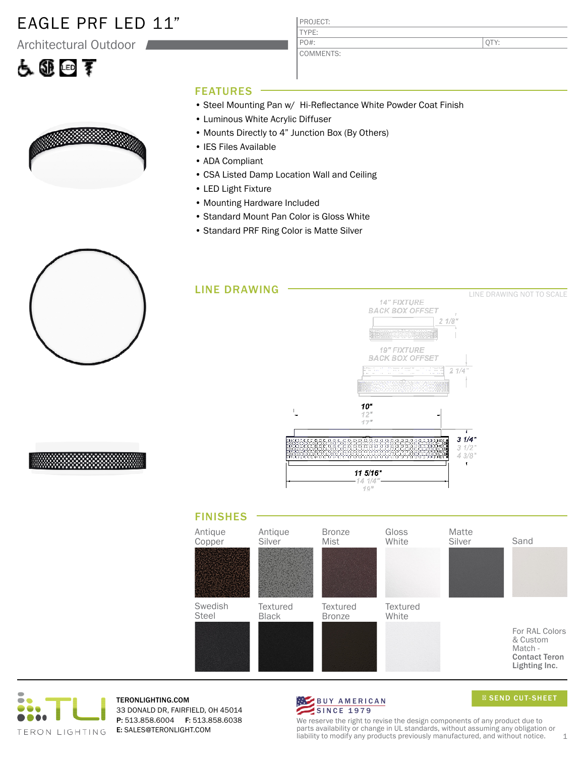# EAGLE PRF LED 11"

Architectural Outdoor

| PROJECT: | |
|---|---|
| TYPE: | |
| PO#: | QTY: |
| COMMENTS: | |

## FEATURES

- Steel Mounting Pan w/ Hi-Reflectance White Powder Coat Finish
- Luminous White Acrylic Diffuser
- Mounts Directly to 4" Junction Box (By Others)
- IES Files Available
- ADA Compliant
- CSA Listed Damp Location Wall and Ceiling
- LED Light Fixture
- Mounting Hardware Included
- Standard Mount Pan Color is Gloss White
- Standard PRF Ring Color is Matte Silver

## LINE DRAWING

LINE DRAWING NOT TO SCALE

14" FIXTURE BACK BOX OFFSET — 2 1/8"

19" FIXTURE BACK BOX OFFSET — 2 1/4"

10" / 12" / 17"

3 1/4" / 3 1/2" / 4 3/8"

11 5/16" / 14 1/4" / 19"

## FINISHES

- Antique Copper
- Antique Silver
- Bronze Mist
- Gloss White
- Matte Silver
- Sand
- Swedish Steel
- Textured Black
- Textured Bronze
- Textured White

For RAL Colors & Custom Match - **Contact Teron Lighting Inc.**

---

TERON LIGHTING

**TERONLIGHTING.COM**
33 DONALD DR, FAIRFIELD, OH 45014
**P:** 513.858.6004 **F:** 513.858.6038
**E:** SALES@TERONLIGHT.COM

BUY AMERICAN SINCE 1979

SEND CUT-SHEET

We reserve the right to revise the design components of any product due to parts availability or change in UL standards, without assuming any obligation or liability to modify any products previously manufactured, and without notice.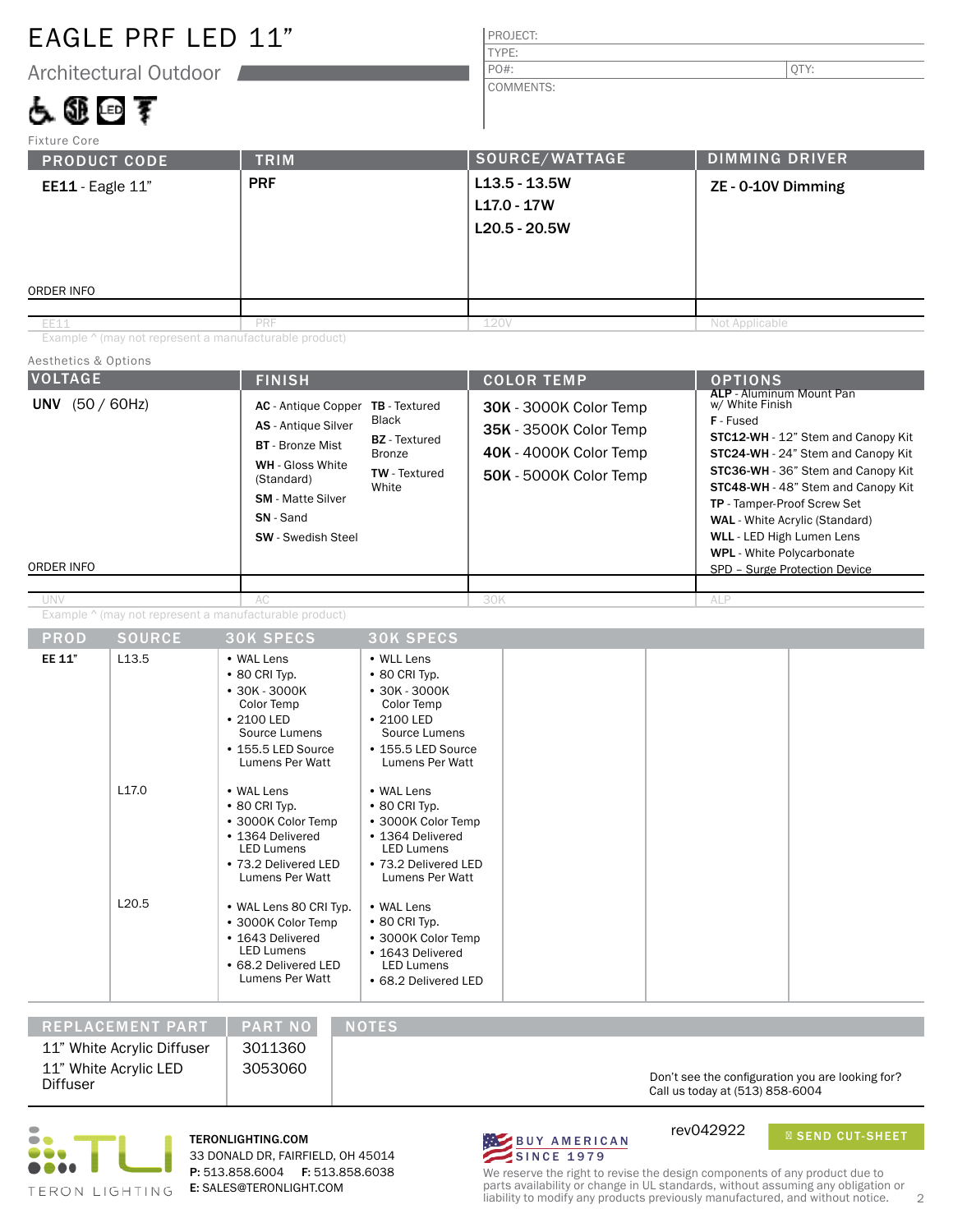# EAGLE PRF LED 11"

## Architectural Outdoor

| PROJECT: | |
|---|---|
| TYPE: | |
| PO#: | QTY: |
| COMMENTS: | |

Fixture Core

| PRODUCT CODE | TRIM | SOURCE/WATTAGE | DIMMING DRIVER |
|---|---|---|---|
| **EE11** - Eagle 11" | **PRF** | **L13.5 - 13.5W**<br>**L17.0 - 17W**<br>**L20.5 - 20.5W** | **ZE - 0-10V Dimming** |
| ORDER INFO | | | |
| EE11 | PRF | 120V | Not Applicable |

Example ^ (may not represent a manufacturable product)

Aesthetics & Options

| VOLTAGE | FINISH | COLOR TEMP | OPTIONS |
|---|---|---|---|
| **UNV** (50 / 60Hz) | **AC** - Antique Copper<br>**AS** - Antique Silver<br>**BT** - Bronze Mist<br>**WH** - Gloss White (Standard)<br>**SM** - Matte Silver<br>**SN** - Sand<br>**SW** - Swedish Steel<br>**TB** - Textured Black<br>**BZ** - Textured Bronze<br>**TW** - Textured White | **30K** - 3000K Color Temp<br>**35K** - 3500K Color Temp<br>**40K** - 4000K Color Temp<br>**50K** - 5000K Color Temp | **ALP** - Aluminum Mount Pan w/ White Finish<br>**F** - Fused<br>**STC12-WH** - 12" Stem and Canopy Kit<br>**STC24-WH** - 24" Stem and Canopy Kit<br>**STC36-WH** - 36" Stem and Canopy Kit<br>**STC48-WH** - 48" Stem and Canopy Kit<br>**TP** - Tamper-Proof Screw Set<br>**WAL** - White Acrylic (Standard)<br>**WLL** - LED High Lumen Lens<br>**WPL** - White Polycarbonate<br>SPD – Surge Protection Device |
| ORDER INFO | | | |
| UNV | AC | 30K | ALP |

Example ^ (may not represent a manufacturable product)

| PROD | SOURCE | 30K SPECS | 30K SPECS | | | |
|---|---|---|---|---|---|---|
| **EE 11"** | L13.5 | • WAL Lens<br>• 80 CRI Typ.<br>• 30K - 3000K Color Temp<br>• 2100 LED Source Lumens<br>• 155.5 LED Source Lumens Per Watt | • WLL Lens<br>• 80 CRI Typ.<br>• 30K - 3000K Color Temp<br>• 2100 LED Source Lumens<br>• 155.5 LED Source Lumens Per Watt | | | |
| | L17.0 | • WAL Lens<br>• 80 CRI Typ.<br>• 3000K Color Temp<br>• 1364 Delivered LED Lumens<br>• 73.2 Delivered LED Lumens Per Watt | • WAL Lens<br>• 80 CRI Typ.<br>• 3000K Color Temp<br>• 1364 Delivered LED Lumens<br>• 73.2 Delivered LED Lumens Per Watt | | | |
| | L20.5 | • WAL Lens 80 CRI Typ.<br>• 3000K Color Temp<br>• 1643 Delivered LED Lumens<br>• 68.2 Delivered LED Lumens Per Watt | • WAL Lens<br>• 80 CRI Typ.<br>• 3000K Color Temp<br>• 1643 Delivered LED Lumens<br>• 68.2 Delivered LED | | | |

| REPLACEMENT PART | PART NO | NOTES |
|---|---|---|
| 11" White Acrylic Diffuser | 3011360 | |
| 11" White Acrylic LED Diffuser | 3053060 | |

Don't see the configuration you are looking for?
Call us today at (513) 858-6004

TERON LIGHTING

**TERONLIGHTING.COM**
33 DONALD DR, FAIRFIELD, OH 45014
**P:** 513.858.6004 **F:** 513.858.6038
**E:** SALES@TERONLIGHT.COM

BUY AMERICAN SINCE 1979

rev042922

SEND CUT-SHEET

We reserve the right to revise the design components of any product due to parts availability or change in UL standards, without assuming any obligation or liability to modify any products previously manufactured, and without notice.